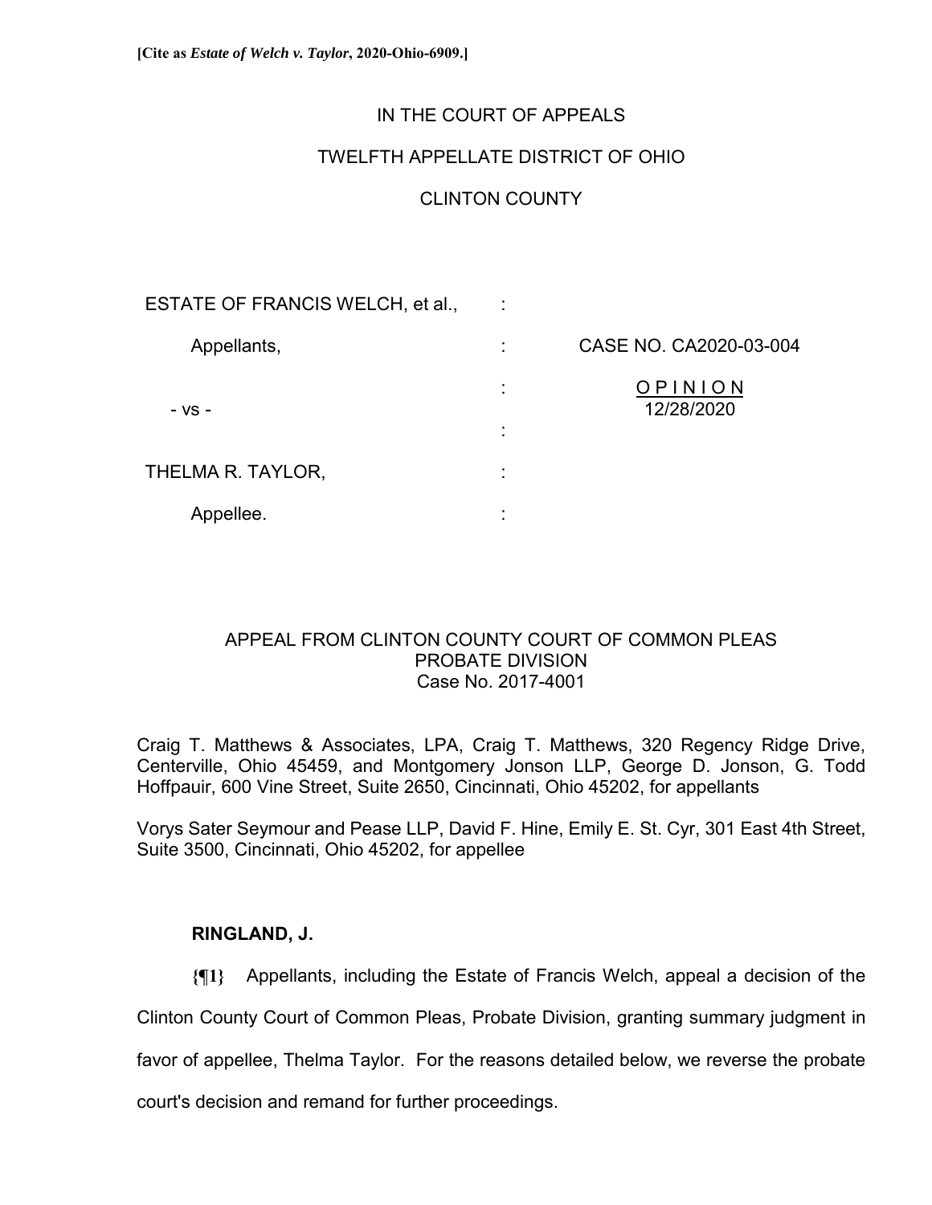**[Cite as *Estate of Welch v. Taylor*, 2020-Ohio-6909.]**

IN THE COURT OF APPEALS

TWELFTH APPELLATE DISTRICT OF OHIO

CLINTON COUNTY

| | | |
|---|---|---|
| ESTATE OF FRANCIS WELCH, et al., | : | |
| Appellants, | : | CASE NO. CA2020-03-004 |
| | : | <u>O P I N I O N</u> |
| - vs - | | 12/28/2020 |
| | : | |
| THELMA R. TAYLOR, | : | |
| Appellee. | : | |

APPEAL FROM CLINTON COUNTY COURT OF COMMON PLEAS
PROBATE DIVISION
Case No. 2017-4001

Craig T. Matthews & Associates, LPA, Craig T. Matthews, 320 Regency Ridge Drive, Centerville, Ohio 45459, and Montgomery Jonson LLP, George D. Jonson, G. Todd Hoffpauir, 600 Vine Street, Suite 2650, Cincinnati, Ohio 45202, for appellants

Vorys Sater Seymour and Pease LLP, David F. Hine, Emily E. St. Cyr, 301 East 4th Street, Suite 3500, Cincinnati, Ohio 45202, for appellee

**RINGLAND, J.**

**{¶1}** Appellants, including the Estate of Francis Welch, appeal a decision of the Clinton County Court of Common Pleas, Probate Division, granting summary judgment in favor of appellee, Thelma Taylor. For the reasons detailed below, we reverse the probate court's decision and remand for further proceedings.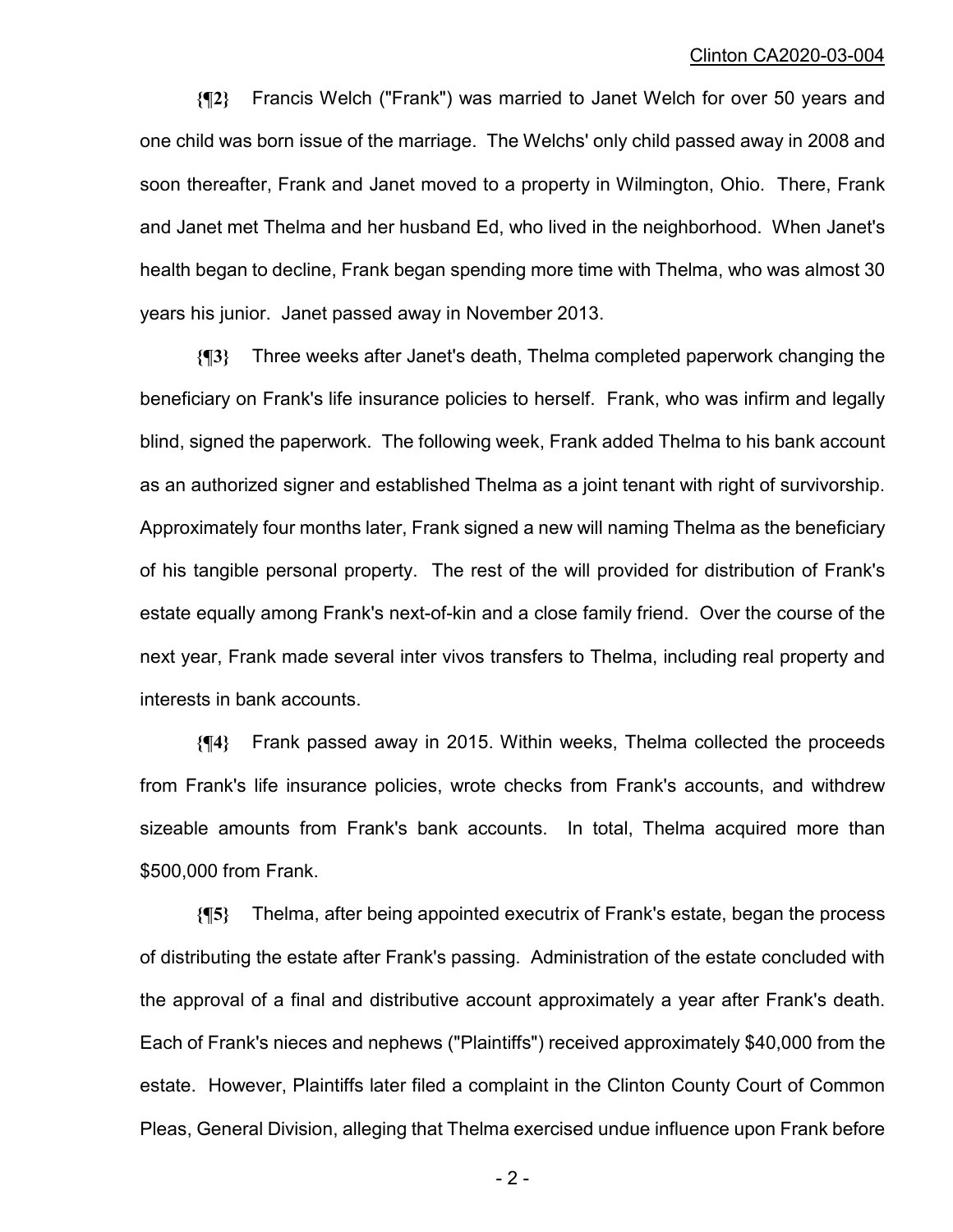{¶2} Francis Welch ("Frank") was married to Janet Welch for over 50 years and one child was born issue of the marriage. The Welchs' only child passed away in 2008 and soon thereafter, Frank and Janet moved to a property in Wilmington, Ohio. There, Frank and Janet met Thelma and her husband Ed, who lived in the neighborhood. When Janet's health began to decline, Frank began spending more time with Thelma, who was almost 30 years his junior. Janet passed away in November 2013.

{¶3} Three weeks after Janet's death, Thelma completed paperwork changing the beneficiary on Frank's life insurance policies to herself. Frank, who was infirm and legally blind, signed the paperwork. The following week, Frank added Thelma to his bank account as an authorized signer and established Thelma as a joint tenant with right of survivorship. Approximately four months later, Frank signed a new will naming Thelma as the beneficiary of his tangible personal property. The rest of the will provided for distribution of Frank's estate equally among Frank's next-of-kin and a close family friend. Over the course of the next year, Frank made several inter vivos transfers to Thelma, including real property and interests in bank accounts.

{¶4} Frank passed away in 2015. Within weeks, Thelma collected the proceeds from Frank's life insurance policies, wrote checks from Frank's accounts, and withdrew sizeable amounts from Frank's bank accounts. In total, Thelma acquired more than $500,000 from Frank.

{¶5} Thelma, after being appointed executrix of Frank's estate, began the process of distributing the estate after Frank's passing. Administration of the estate concluded with the approval of a final and distributive account approximately a year after Frank's death. Each of Frank's nieces and nephews ("Plaintiffs") received approximately $40,000 from the estate. However, Plaintiffs later filed a complaint in the Clinton County Court of Common Pleas, General Division, alleging that Thelma exercised undue influence upon Frank before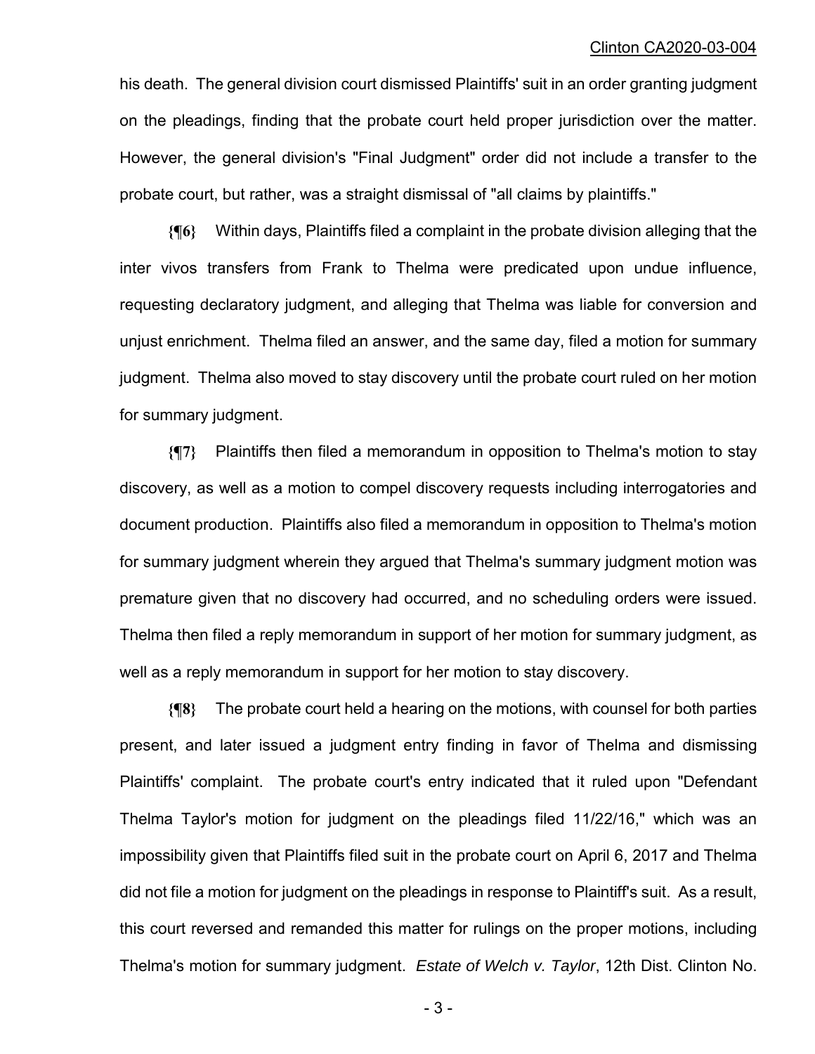his death. The general division court dismissed Plaintiffs' suit in an order granting judgment on the pleadings, finding that the probate court held proper jurisdiction over the matter. However, the general division's "Final Judgment" order did not include a transfer to the probate court, but rather, was a straight dismissal of "all claims by plaintiffs."

**{¶6}** Within days, Plaintiffs filed a complaint in the probate division alleging that the inter vivos transfers from Frank to Thelma were predicated upon undue influence, requesting declaratory judgment, and alleging that Thelma was liable for conversion and unjust enrichment. Thelma filed an answer, and the same day, filed a motion for summary judgment. Thelma also moved to stay discovery until the probate court ruled on her motion for summary judgment.

**{¶7}** Plaintiffs then filed a memorandum in opposition to Thelma's motion to stay discovery, as well as a motion to compel discovery requests including interrogatories and document production. Plaintiffs also filed a memorandum in opposition to Thelma's motion for summary judgment wherein they argued that Thelma's summary judgment motion was premature given that no discovery had occurred, and no scheduling orders were issued. Thelma then filed a reply memorandum in support of her motion for summary judgment, as well as a reply memorandum in support for her motion to stay discovery.

**{¶8}** The probate court held a hearing on the motions, with counsel for both parties present, and later issued a judgment entry finding in favor of Thelma and dismissing Plaintiffs' complaint. The probate court's entry indicated that it ruled upon "Defendant Thelma Taylor's motion for judgment on the pleadings filed 11/22/16," which was an impossibility given that Plaintiffs filed suit in the probate court on April 6, 2017 and Thelma did not file a motion for judgment on the pleadings in response to Plaintiff's suit. As a result, this court reversed and remanded this matter for rulings on the proper motions, including Thelma's motion for summary judgment. *Estate of Welch v. Taylor*, 12th Dist. Clinton No.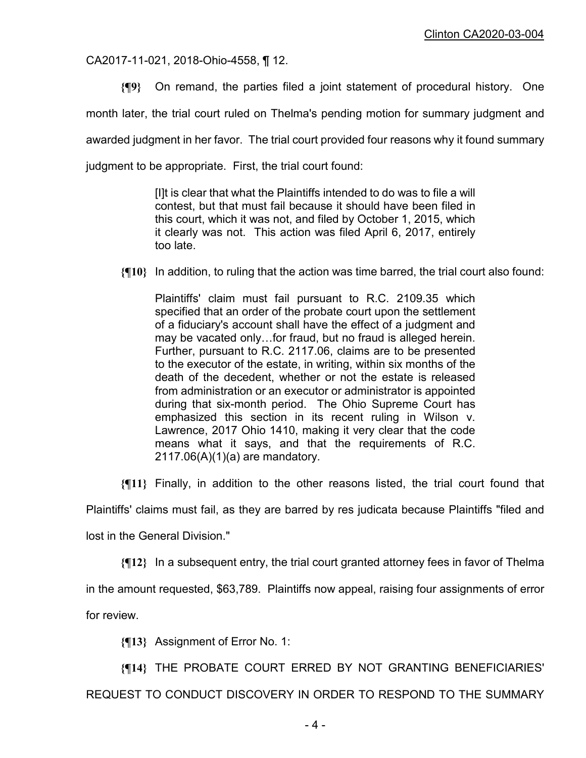CA2017-11-021, 2018-Ohio-4558, ¶ 12.

**{¶9}** On remand, the parties filed a joint statement of procedural history. One month later, the trial court ruled on Thelma's pending motion for summary judgment and awarded judgment in her favor. The trial court provided four reasons why it found summary judgment to be appropriate. First, the trial court found:

> [I]t is clear that what the Plaintiffs intended to do was to file a will contest, but that must fail because it should have been filed in this court, which it was not, and filed by October 1, 2015, which it clearly was not. This action was filed April 6, 2017, entirely too late.

**{¶10}** In addition, to ruling that the action was time barred, the trial court also found:

> Plaintiffs' claim must fail pursuant to R.C. 2109.35 which specified that an order of the probate court upon the settlement of a fiduciary's account shall have the effect of a judgment and may be vacated only…for fraud, but no fraud is alleged herein. Further, pursuant to R.C. 2117.06, claims are to be presented to the executor of the estate, in writing, within six months of the death of the decedent, whether or not the estate is released from administration or an executor or administrator is appointed during that six-month period. The Ohio Supreme Court has emphasized this section in its recent ruling in Wilson v. Lawrence, 2017 Ohio 1410, making it very clear that the code means what it says, and that the requirements of R.C. 2117.06(A)(1)(a) are mandatory.

**{¶11}** Finally, in addition to the other reasons listed, the trial court found that Plaintiffs' claims must fail, as they are barred by res judicata because Plaintiffs "filed and lost in the General Division."

**{¶12}** In a subsequent entry, the trial court granted attorney fees in favor of Thelma in the amount requested, $63,789. Plaintiffs now appeal, raising four assignments of error for review.

**{¶13}** Assignment of Error No. 1:

**{¶14}** THE PROBATE COURT ERRED BY NOT GRANTING BENEFICIARIES' REQUEST TO CONDUCT DISCOVERY IN ORDER TO RESPOND TO THE SUMMARY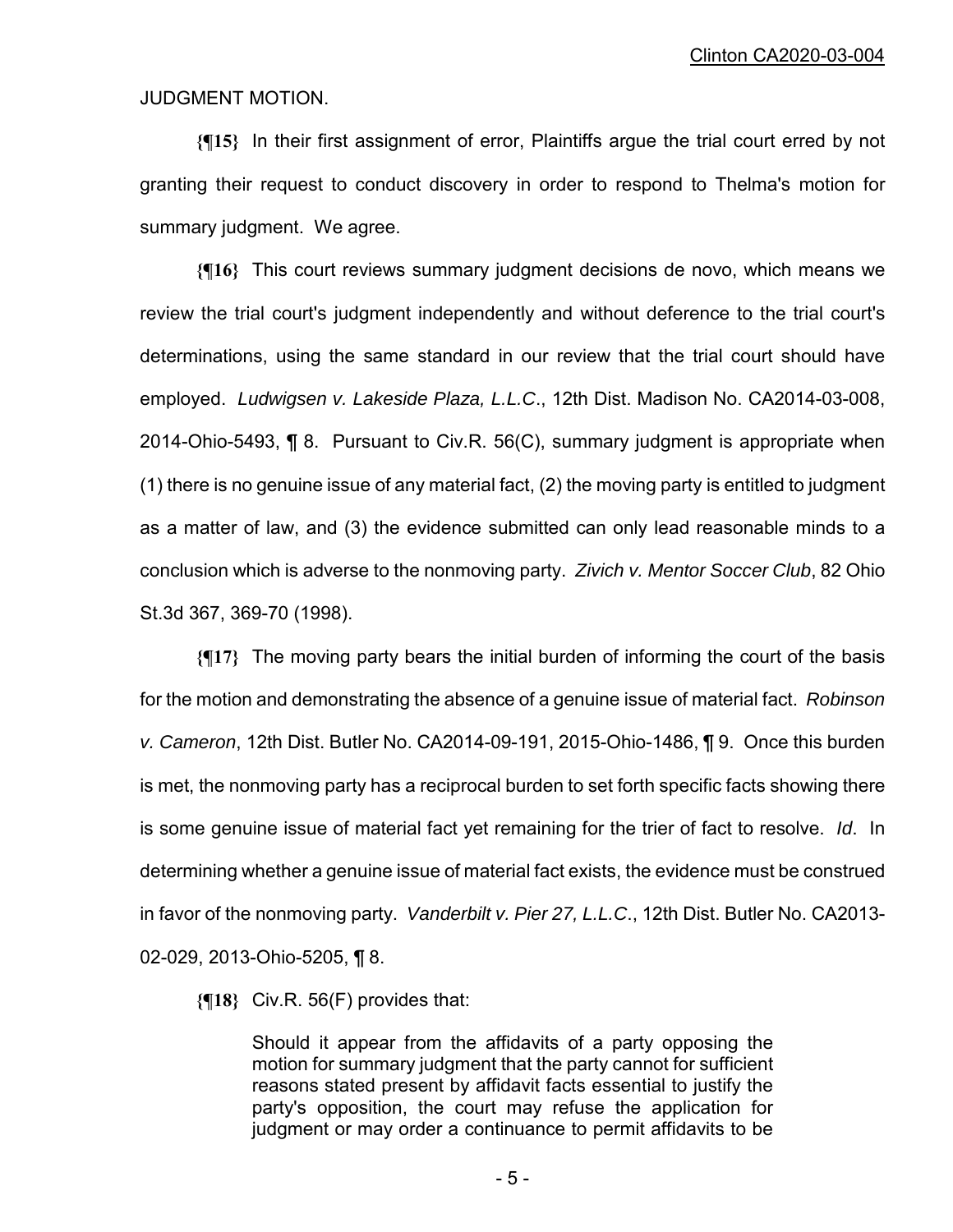JUDGMENT MOTION.

**{¶15}** In their first assignment of error, Plaintiffs argue the trial court erred by not granting their request to conduct discovery in order to respond to Thelma's motion for summary judgment. We agree.

**{¶16}** This court reviews summary judgment decisions de novo, which means we review the trial court's judgment independently and without deference to the trial court's determinations, using the same standard in our review that the trial court should have employed. *Ludwigsen v. Lakeside Plaza, L.L.C*., 12th Dist. Madison No. CA2014-03-008, 2014-Ohio-5493, ¶ 8. Pursuant to Civ.R. 56(C), summary judgment is appropriate when (1) there is no genuine issue of any material fact, (2) the moving party is entitled to judgment as a matter of law, and (3) the evidence submitted can only lead reasonable minds to a conclusion which is adverse to the nonmoving party. *Zivich v. Mentor Soccer Club*, 82 Ohio St.3d 367, 369-70 (1998).

**{¶17}** The moving party bears the initial burden of informing the court of the basis for the motion and demonstrating the absence of a genuine issue of material fact. *Robinson v. Cameron*, 12th Dist. Butler No. CA2014-09-191, 2015-Ohio-1486, ¶ 9. Once this burden is met, the nonmoving party has a reciprocal burden to set forth specific facts showing there is some genuine issue of material fact yet remaining for the trier of fact to resolve. *Id*. In determining whether a genuine issue of material fact exists, the evidence must be construed in favor of the nonmoving party. *Vanderbilt v. Pier 27, L.L.C*., 12th Dist. Butler No. CA2013-02-029, 2013-Ohio-5205, ¶ 8.

**{¶18}** Civ.R. 56(F) provides that:

> Should it appear from the affidavits of a party opposing the motion for summary judgment that the party cannot for sufficient reasons stated present by affidavit facts essential to justify the party's opposition, the court may refuse the application for judgment or may order a continuance to permit affidavits to be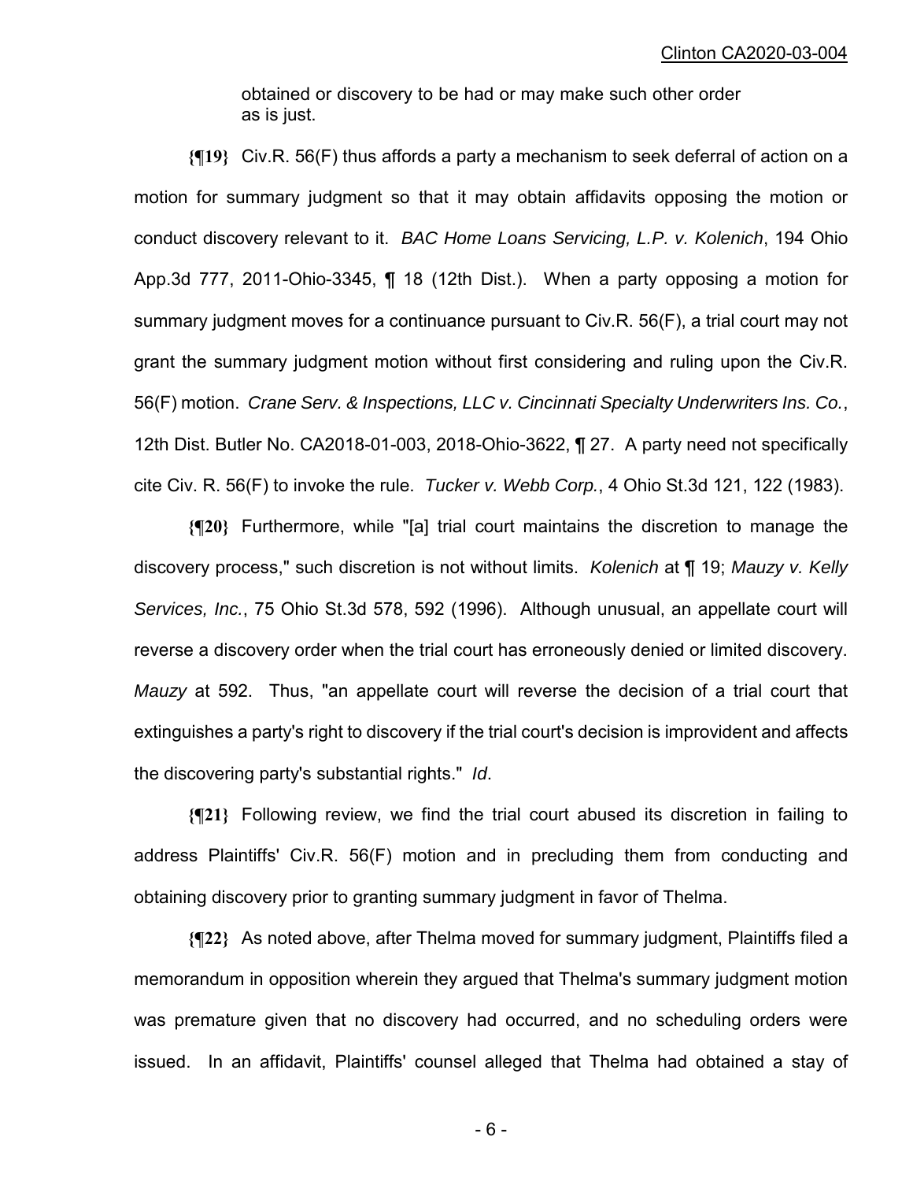obtained or discovery to be had or may make such other order as is just.

**{¶19}** Civ.R. 56(F) thus affords a party a mechanism to seek deferral of action on a motion for summary judgment so that it may obtain affidavits opposing the motion or conduct discovery relevant to it. *BAC Home Loans Servicing, L.P. v. Kolenich*, 194 Ohio App.3d 777, 2011-Ohio-3345, ¶ 18 (12th Dist.). When a party opposing a motion for summary judgment moves for a continuance pursuant to Civ.R. 56(F), a trial court may not grant the summary judgment motion without first considering and ruling upon the Civ.R. 56(F) motion. *Crane Serv. & Inspections, LLC v. Cincinnati Specialty Underwriters Ins. Co.*, 12th Dist. Butler No. CA2018-01-003, 2018-Ohio-3622, ¶ 27. A party need not specifically cite Civ. R. 56(F) to invoke the rule. *Tucker v. Webb Corp.*, 4 Ohio St.3d 121, 122 (1983).

**{¶20}** Furthermore, while "[a] trial court maintains the discretion to manage the discovery process," such discretion is not without limits. *Kolenich* at ¶ 19; *Mauzy v. Kelly Services, Inc.*, 75 Ohio St.3d 578, 592 (1996). Although unusual, an appellate court will reverse a discovery order when the trial court has erroneously denied or limited discovery. *Mauzy* at 592. Thus, "an appellate court will reverse the decision of a trial court that extinguishes a party's right to discovery if the trial court's decision is improvident and affects the discovering party's substantial rights." *Id*.

**{¶21}** Following review, we find the trial court abused its discretion in failing to address Plaintiffs' Civ.R. 56(F) motion and in precluding them from conducting and obtaining discovery prior to granting summary judgment in favor of Thelma.

**{¶22}** As noted above, after Thelma moved for summary judgment, Plaintiffs filed a memorandum in opposition wherein they argued that Thelma's summary judgment motion was premature given that no discovery had occurred, and no scheduling orders were issued. In an affidavit, Plaintiffs' counsel alleged that Thelma had obtained a stay of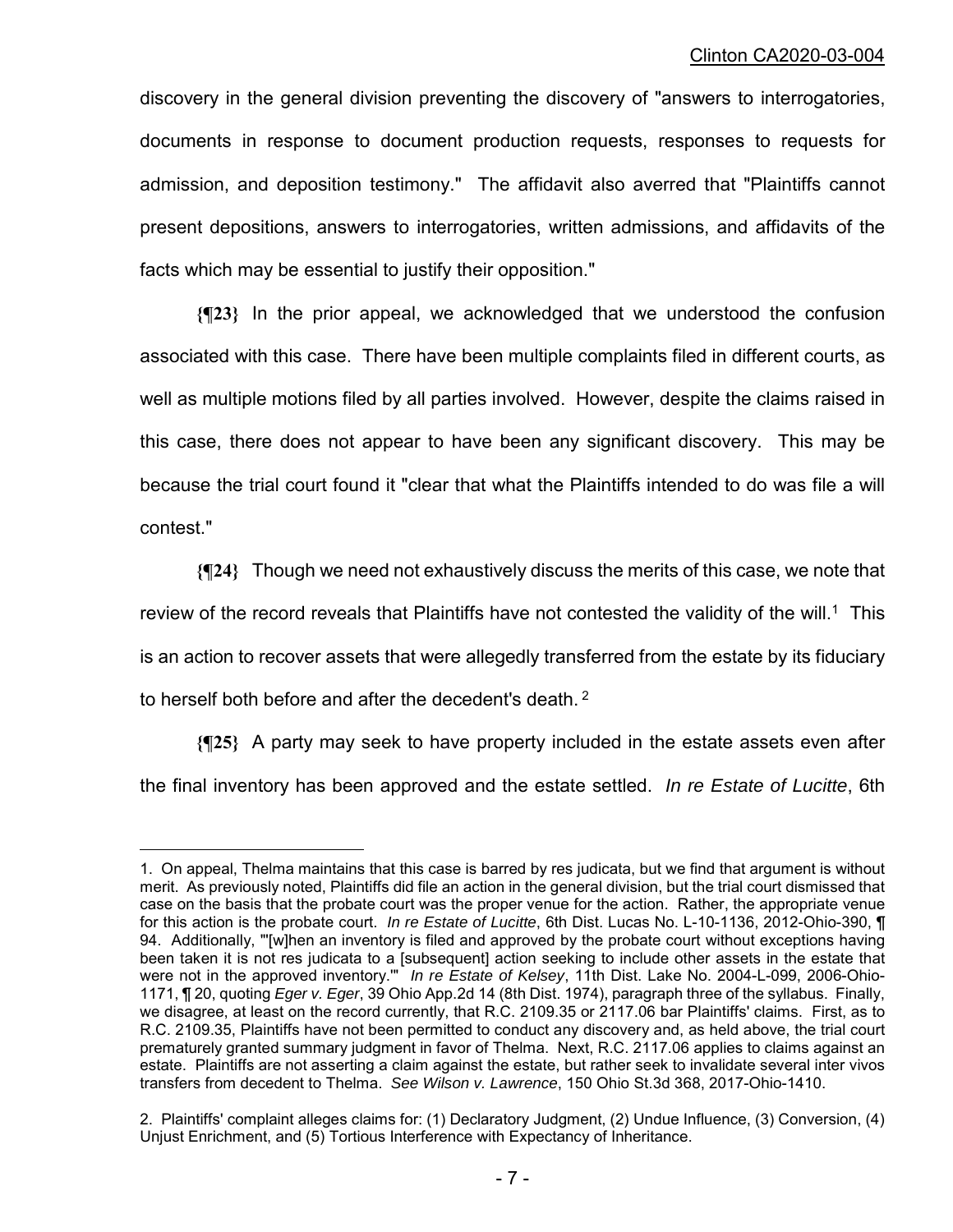discovery in the general division preventing the discovery of "answers to interrogatories, documents in response to document production requests, responses to requests for admission, and deposition testimony." The affidavit also averred that "Plaintiffs cannot present depositions, answers to interrogatories, written admissions, and affidavits of the facts which may be essential to justify their opposition."

**{¶23}** In the prior appeal, we acknowledged that we understood the confusion associated with this case. There have been multiple complaints filed in different courts, as well as multiple motions filed by all parties involved. However, despite the claims raised in this case, there does not appear to have been any significant discovery. This may be because the trial court found it "clear that what the Plaintiffs intended to do was file a will contest."

**{¶24}** Though we need not exhaustively discuss the merits of this case, we note that review of the record reveals that Plaintiffs have not contested the validity of the will.[1] This is an action to recover assets that were allegedly transferred from the estate by its fiduciary to herself both before and after the decedent's death.[2]

**{¶25}** A party may seek to have property included in the estate assets even after the final inventory has been approved and the estate settled. *In re Estate of Lucitte*, 6th

---

1. On appeal, Thelma maintains that this case is barred by res judicata, but we find that argument is without merit. As previously noted, Plaintiffs did file an action in the general division, but the trial court dismissed that case on the basis that the probate court was the proper venue for the action. Rather, the appropriate venue for this action is the probate court. *In re Estate of Lucitte*, 6th Dist. Lucas No. L-10-1136, 2012-Ohio-390, ¶ 94. Additionally, "'[w]hen an inventory is filed and approved by the probate court without exceptions having been taken it is not res judicata to a [subsequent] action seeking to include other assets in the estate that were not in the approved inventory.'" *In re Estate of Kelsey*, 11th Dist. Lake No. 2004-L-099, 2006-Ohio-1171, ¶ 20, quoting *Eger v. Eger*, 39 Ohio App.2d 14 (8th Dist. 1974), paragraph three of the syllabus. Finally, we disagree, at least on the record currently, that R.C. 2109.35 or 2117.06 bar Plaintiffs' claims. First, as to R.C. 2109.35, Plaintiffs have not been permitted to conduct any discovery and, as held above, the trial court prematurely granted summary judgment in favor of Thelma. Next, R.C. 2117.06 applies to claims against an estate. Plaintiffs are not asserting a claim against the estate, but rather seek to invalidate several inter vivos transfers from decedent to Thelma. *See Wilson v. Lawrence*, 150 Ohio St.3d 368, 2017-Ohio-1410.

2. Plaintiffs' complaint alleges claims for: (1) Declaratory Judgment, (2) Undue Influence, (3) Conversion, (4) Unjust Enrichment, and (5) Tortious Interference with Expectancy of Inheritance.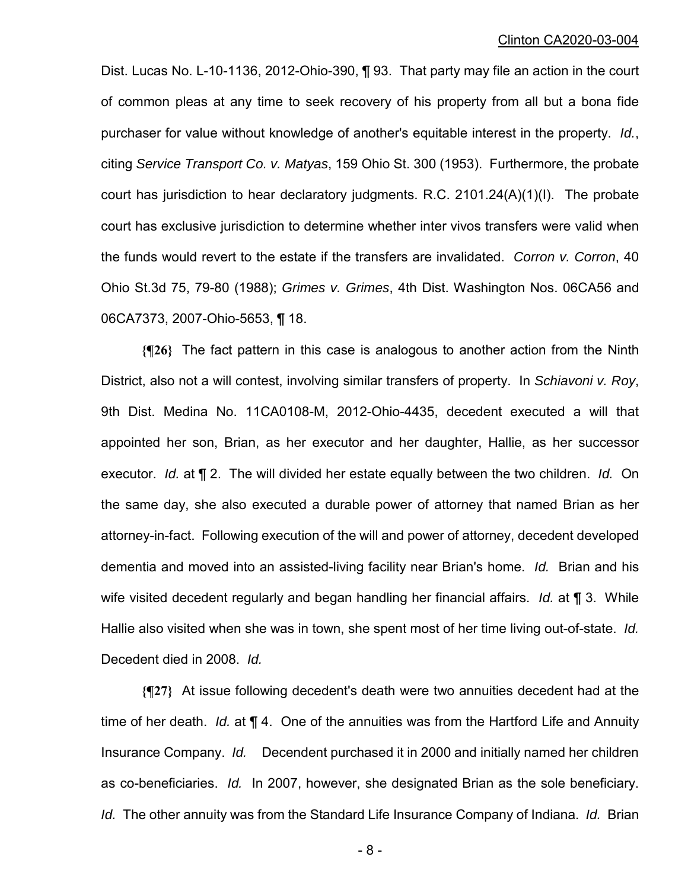Dist. Lucas No. L-10-1136, 2012-Ohio-390, ¶ 93. That party may file an action in the court of common pleas at any time to seek recovery of his property from all but a bona fide purchaser for value without knowledge of another's equitable interest in the property. *Id.*, citing *Service Transport Co. v. Matyas*, 159 Ohio St. 300 (1953). Furthermore, the probate court has jurisdiction to hear declaratory judgments. R.C. 2101.24(A)(1)(I). The probate court has exclusive jurisdiction to determine whether inter vivos transfers were valid when the funds would revert to the estate if the transfers are invalidated. *Corron v. Corron*, 40 Ohio St.3d 75, 79-80 (1988); *Grimes v. Grimes*, 4th Dist. Washington Nos. 06CA56 and 06CA7373, 2007-Ohio-5653, ¶ 18.

**{¶26}** The fact pattern in this case is analogous to another action from the Ninth District, also not a will contest, involving similar transfers of property. In *Schiavoni v. Roy*, 9th Dist. Medina No. 11CA0108-M, 2012-Ohio-4435, decedent executed a will that appointed her son, Brian, as her executor and her daughter, Hallie, as her successor executor. *Id.* at ¶ 2. The will divided her estate equally between the two children. *Id.* On the same day, she also executed a durable power of attorney that named Brian as her attorney-in-fact. Following execution of the will and power of attorney, decedent developed dementia and moved into an assisted-living facility near Brian's home. *Id.* Brian and his wife visited decedent regularly and began handling her financial affairs. *Id.* at ¶ 3. While Hallie also visited when she was in town, she spent most of her time living out-of-state. *Id.* Decedent died in 2008. *Id.*

**{¶27}** At issue following decedent's death were two annuities decedent had at the time of her death. *Id.* at ¶ 4. One of the annuities was from the Hartford Life and Annuity Insurance Company. *Id.* Decendent purchased it in 2000 and initially named her children as co-beneficiaries. *Id.* In 2007, however, she designated Brian as the sole beneficiary. *Id.* The other annuity was from the Standard Life Insurance Company of Indiana. *Id.* Brian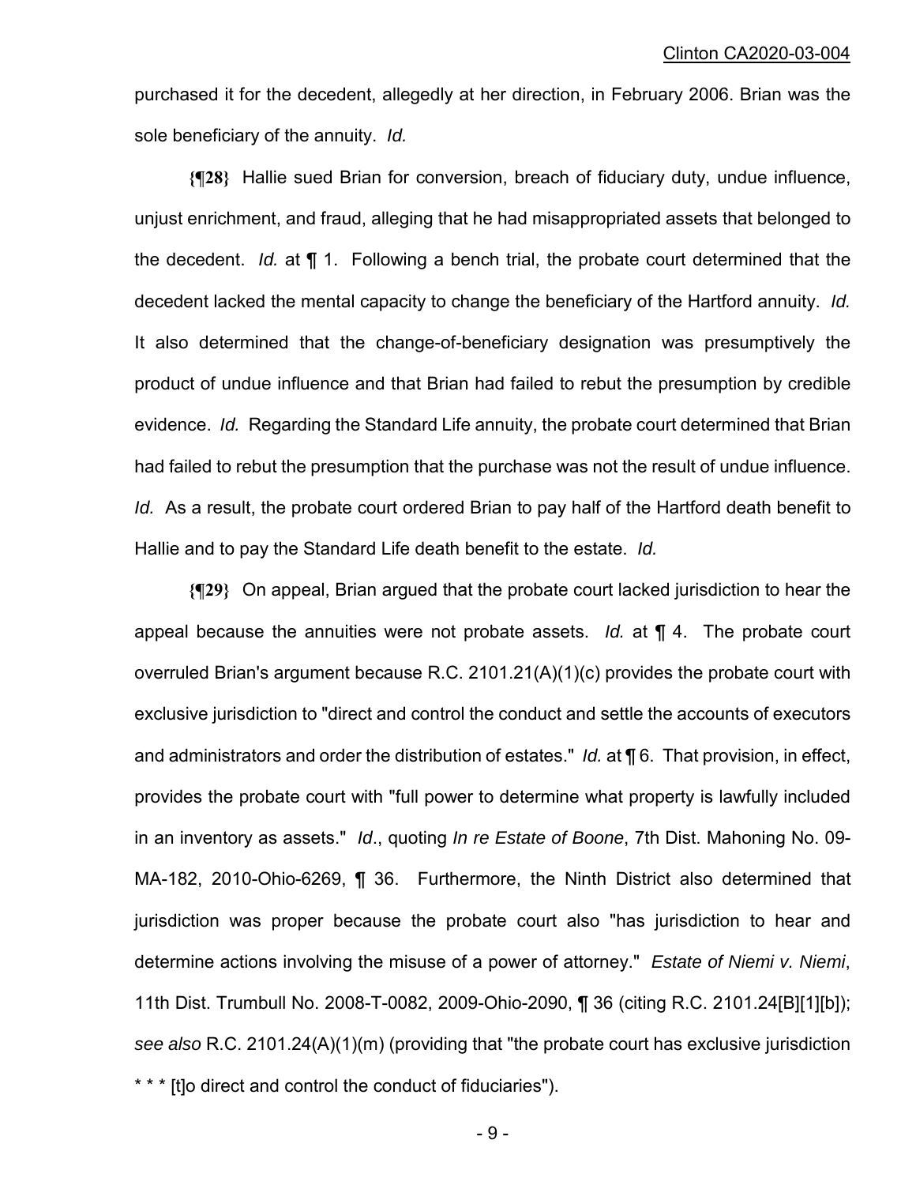purchased it for the decedent, allegedly at her direction, in February 2006. Brian was the sole beneficiary of the annuity. *Id.*

**{¶28}** Hallie sued Brian for conversion, breach of fiduciary duty, undue influence, unjust enrichment, and fraud, alleging that he had misappropriated assets that belonged to the decedent. *Id.* at ¶ 1. Following a bench trial, the probate court determined that the decedent lacked the mental capacity to change the beneficiary of the Hartford annuity. *Id.* It also determined that the change-of-beneficiary designation was presumptively the product of undue influence and that Brian had failed to rebut the presumption by credible evidence. *Id.* Regarding the Standard Life annuity, the probate court determined that Brian had failed to rebut the presumption that the purchase was not the result of undue influence. *Id.* As a result, the probate court ordered Brian to pay half of the Hartford death benefit to Hallie and to pay the Standard Life death benefit to the estate. *Id.*

**{¶29}** On appeal, Brian argued that the probate court lacked jurisdiction to hear the appeal because the annuities were not probate assets. *Id.* at ¶ 4. The probate court overruled Brian's argument because R.C. 2101.21(A)(1)(c) provides the probate court with exclusive jurisdiction to "direct and control the conduct and settle the accounts of executors and administrators and order the distribution of estates." *Id.* at ¶ 6. That provision, in effect, provides the probate court with "full power to determine what property is lawfully included in an inventory as assets." *Id*., quoting *In re Estate of Boone*, 7th Dist. Mahoning No. 09-MA-182, 2010-Ohio-6269, ¶ 36. Furthermore, the Ninth District also determined that jurisdiction was proper because the probate court also "has jurisdiction to hear and determine actions involving the misuse of a power of attorney." *Estate of Niemi v. Niemi*, 11th Dist. Trumbull No. 2008-T-0082, 2009-Ohio-2090, ¶ 36 (citing R.C. 2101.24[B][1][b]); *see also* R.C. 2101.24(A)(1)(m) (providing that "the probate court has exclusive jurisdiction * * * [t]o direct and control the conduct of fiduciaries").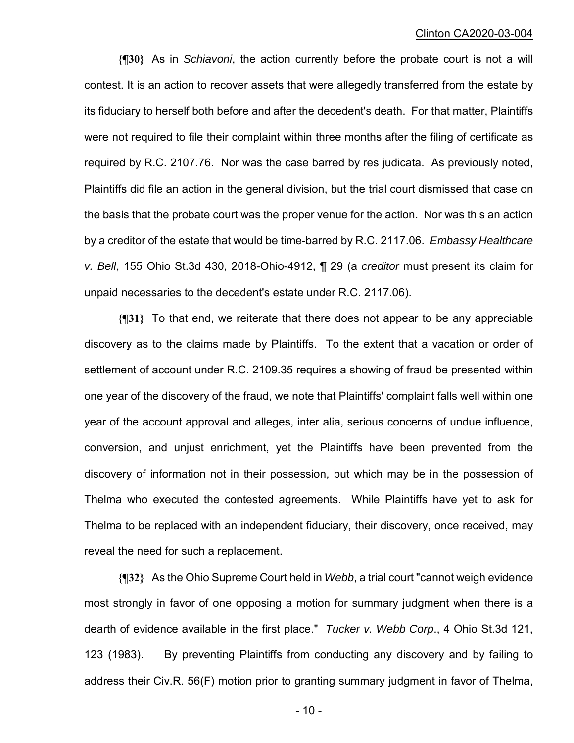**{¶30}** As in *Schiavoni*, the action currently before the probate court is not a will contest. It is an action to recover assets that were allegedly transferred from the estate by its fiduciary to herself both before and after the decedent's death. For that matter, Plaintiffs were not required to file their complaint within three months after the filing of certificate as required by R.C. 2107.76. Nor was the case barred by res judicata. As previously noted, Plaintiffs did file an action in the general division, but the trial court dismissed that case on the basis that the probate court was the proper venue for the action. Nor was this an action by a creditor of the estate that would be time-barred by R.C. 2117.06. *Embassy Healthcare v. Bell*, 155 Ohio St.3d 430, 2018-Ohio-4912, ¶ 29 (a *creditor* must present its claim for unpaid necessaries to the decedent's estate under R.C. 2117.06).

**{¶31}** To that end, we reiterate that there does not appear to be any appreciable discovery as to the claims made by Plaintiffs. To the extent that a vacation or order of settlement of account under R.C. 2109.35 requires a showing of fraud be presented within one year of the discovery of the fraud, we note that Plaintiffs' complaint falls well within one year of the account approval and alleges, inter alia, serious concerns of undue influence, conversion, and unjust enrichment, yet the Plaintiffs have been prevented from the discovery of information not in their possession, but which may be in the possession of Thelma who executed the contested agreements. While Plaintiffs have yet to ask for Thelma to be replaced with an independent fiduciary, their discovery, once received, may reveal the need for such a replacement.

**{¶32}** As the Ohio Supreme Court held in *Webb*, a trial court "cannot weigh evidence most strongly in favor of one opposing a motion for summary judgment when there is a dearth of evidence available in the first place." *Tucker v. Webb Corp*., 4 Ohio St.3d 121, 123 (1983). By preventing Plaintiffs from conducting any discovery and by failing to address their Civ.R. 56(F) motion prior to granting summary judgment in favor of Thelma,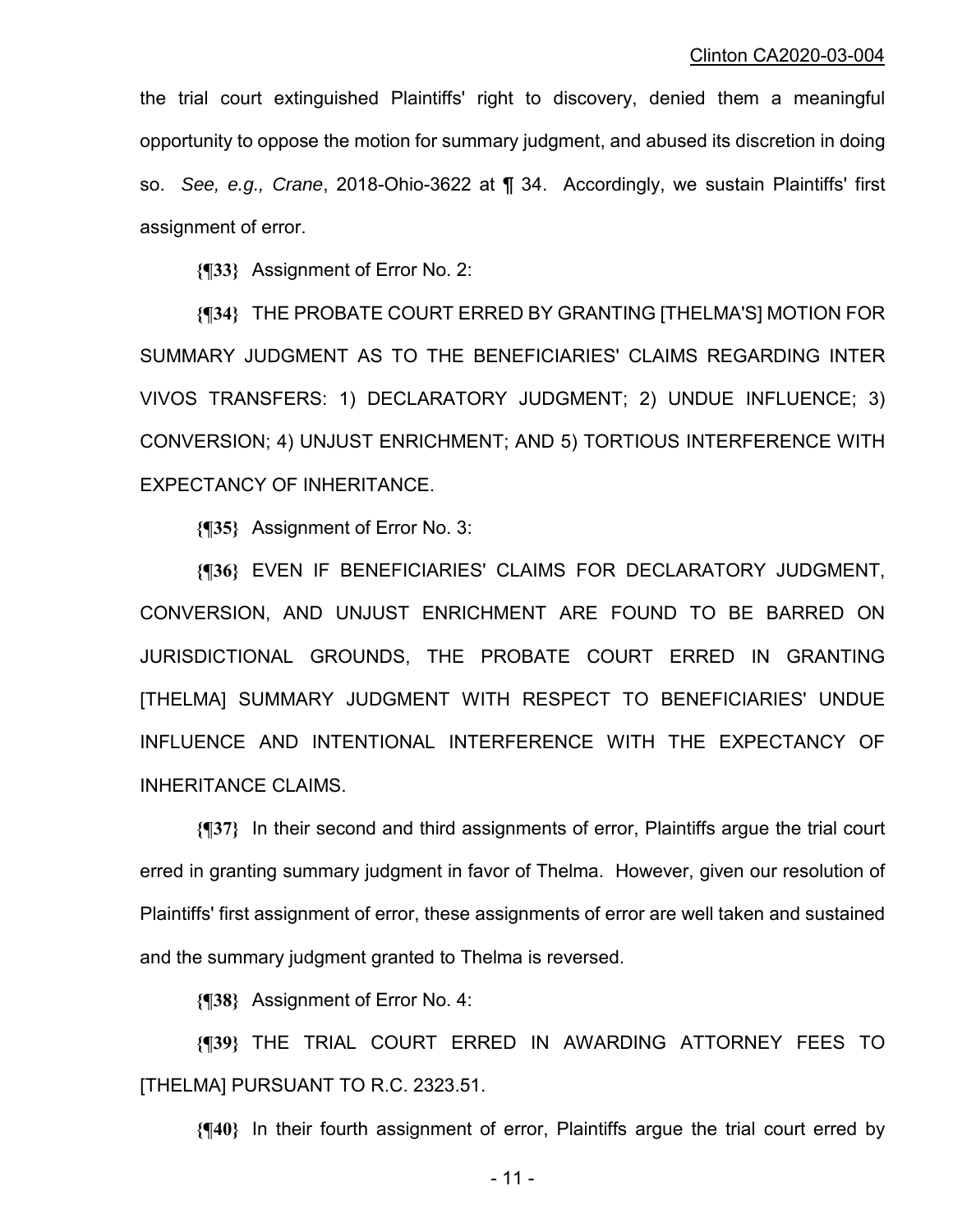the trial court extinguished Plaintiffs' right to discovery, denied them a meaningful opportunity to oppose the motion for summary judgment, and abused its discretion in doing so. *See, e.g., Crane*, 2018-Ohio-3622 at ¶ 34. Accordingly, we sustain Plaintiffs' first assignment of error.

**{¶33}** Assignment of Error No. 2:

**{¶34}** THE PROBATE COURT ERRED BY GRANTING [THELMA'S] MOTION FOR SUMMARY JUDGMENT AS TO THE BENEFICIARIES' CLAIMS REGARDING INTER VIVOS TRANSFERS: 1) DECLARATORY JUDGMENT; 2) UNDUE INFLUENCE; 3) CONVERSION; 4) UNJUST ENRICHMENT; AND 5) TORTIOUS INTERFERENCE WITH EXPECTANCY OF INHERITANCE.

**{¶35}** Assignment of Error No. 3:

**{¶36}** EVEN IF BENEFICIARIES' CLAIMS FOR DECLARATORY JUDGMENT, CONVERSION, AND UNJUST ENRICHMENT ARE FOUND TO BE BARRED ON JURISDICTIONAL GROUNDS, THE PROBATE COURT ERRED IN GRANTING [THELMA] SUMMARY JUDGMENT WITH RESPECT TO BENEFICIARIES' UNDUE INFLUENCE AND INTENTIONAL INTERFERENCE WITH THE EXPECTANCY OF INHERITANCE CLAIMS.

**{¶37}** In their second and third assignments of error, Plaintiffs argue the trial court erred in granting summary judgment in favor of Thelma. However, given our resolution of Plaintiffs' first assignment of error, these assignments of error are well taken and sustained and the summary judgment granted to Thelma is reversed.

**{¶38}** Assignment of Error No. 4:

**{¶39}** THE TRIAL COURT ERRED IN AWARDING ATTORNEY FEES TO [THELMA] PURSUANT TO R.C. 2323.51.

**{¶40}** In their fourth assignment of error, Plaintiffs argue the trial court erred by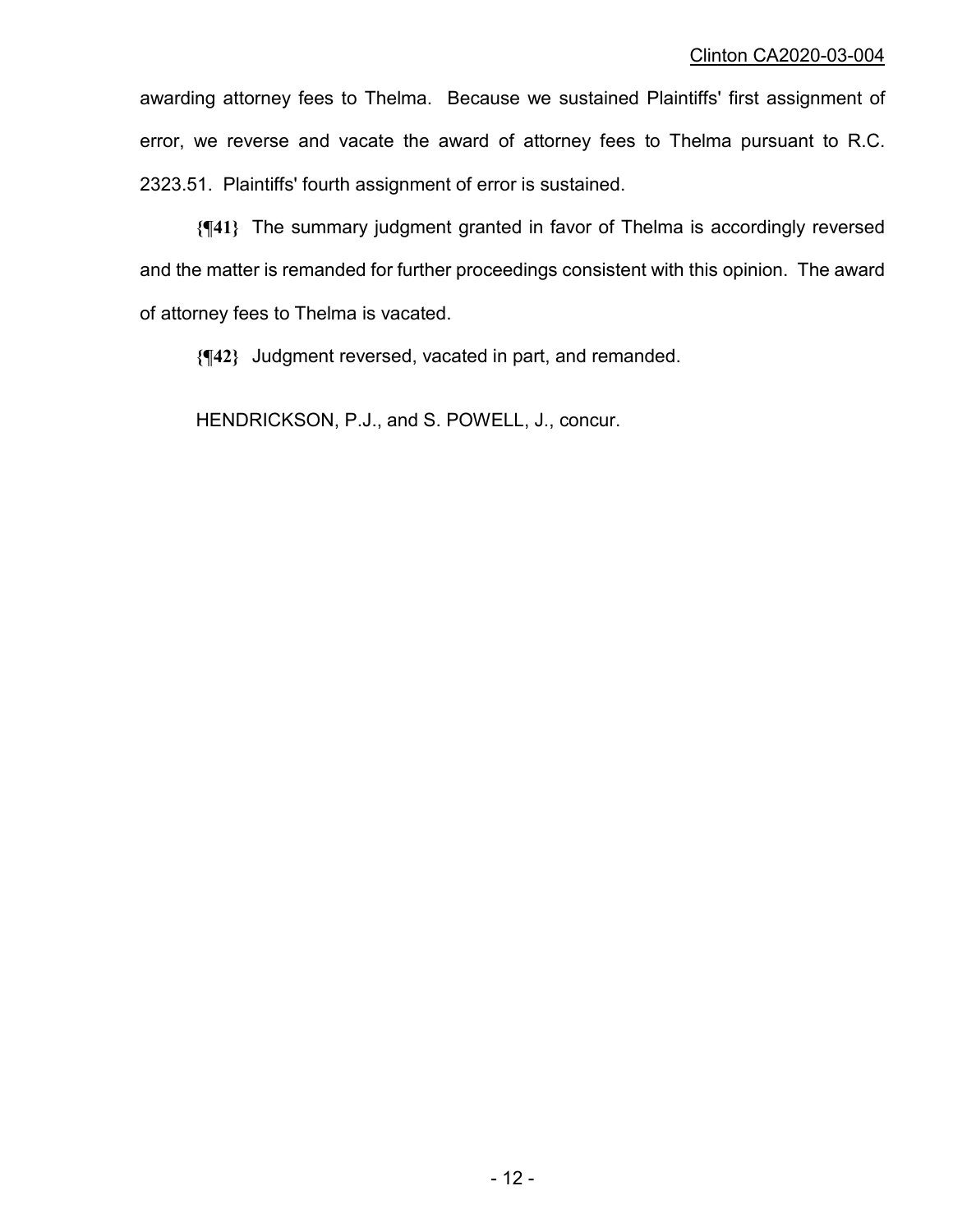awarding attorney fees to Thelma. Because we sustained Plaintiffs' first assignment of error, we reverse and vacate the award of attorney fees to Thelma pursuant to R.C. 2323.51. Plaintiffs' fourth assignment of error is sustained.

**{¶41}** The summary judgment granted in favor of Thelma is accordingly reversed and the matter is remanded for further proceedings consistent with this opinion. The award of attorney fees to Thelma is vacated.

**{¶42}** Judgment reversed, vacated in part, and remanded.

HENDRICKSON, P.J., and S. POWELL, J., concur.